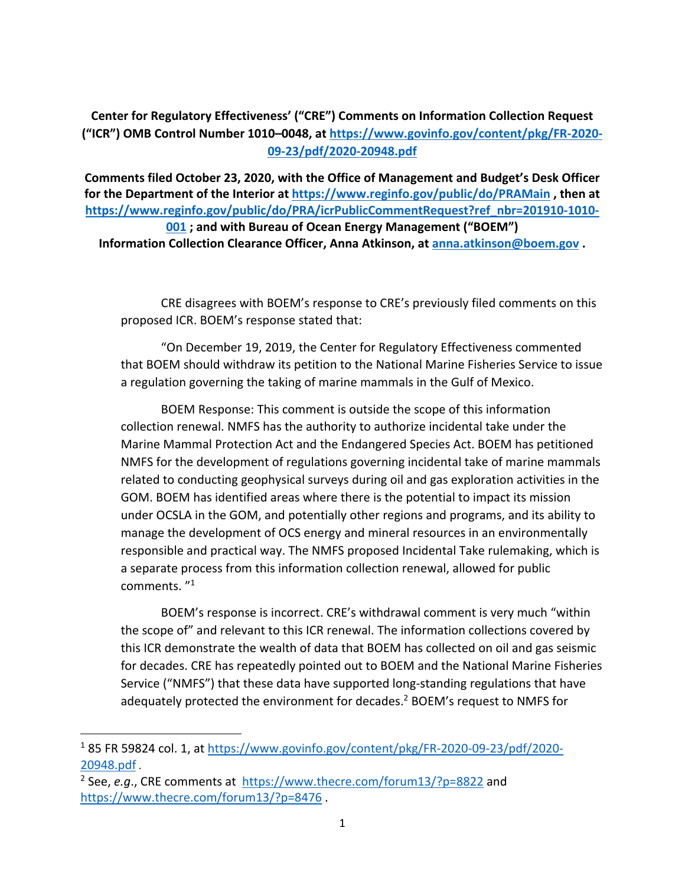**Center for Regulatory Effectiveness' ("CRE") Comments on Information Collection Request ("ICR") OMB Control Number 1010–0048, at [https://www.govinfo.gov/content/pkg/FR-2020-09-23/pdf/2020-20948.pdf](https://www.govinfo.gov/content/pkg/FR-2020-09-23/pdf/2020-20948.pdf)**

**Comments filed October 23, 2020, with the Office of Management and Budget's Desk Officer for the Department of the Interior at [https://www.reginfo.gov/public/do/PRAMain](https://www.reginfo.gov/public/do/PRAMain) , then at [https://www.reginfo.gov/public/do/PRA/icrPublicCommentRequest?ref_nbr=201910-1010-001](https://www.reginfo.gov/public/do/PRA/icrPublicCommentRequest?ref_nbr=201910-1010-001) ; and with Bureau of Ocean Energy Management ("BOEM") Information Collection Clearance Officer, Anna Atkinson, at [anna.atkinson@boem.gov](mailto:anna.atkinson@boem.gov) .**

CRE disagrees with BOEM's response to CRE's previously filed comments on this proposed ICR. BOEM's response stated that:

"On December 19, 2019, the Center for Regulatory Effectiveness commented that BOEM should withdraw its petition to the National Marine Fisheries Service to issue a regulation governing the taking of marine mammals in the Gulf of Mexico.

BOEM Response: This comment is outside the scope of this information collection renewal. NMFS has the authority to authorize incidental take under the Marine Mammal Protection Act and the Endangered Species Act. BOEM has petitioned NMFS for the development of regulations governing incidental take of marine mammals related to conducting geophysical surveys during oil and gas exploration activities in the GOM. BOEM has identified areas where there is the potential to impact its mission under OCSLA in the GOM, and potentially other regions and programs, and its ability to manage the development of OCS energy and mineral resources in an environmentally responsible and practical way. The NMFS proposed Incidental Take rulemaking, which is a separate process from this information collection renewal, allowed for public comments. "[1]

BOEM's response is incorrect. CRE's withdrawal comment is very much "within the scope of" and relevant to this ICR renewal. The information collections covered by this ICR demonstrate the wealth of data that BOEM has collected on oil and gas seismic for decades. CRE has repeatedly pointed out to BOEM and the National Marine Fisheries Service ("NMFS") that these data have supported long-standing regulations that have adequately protected the environment for decades.[2] BOEM's request to NMFS for

---

[1] 85 FR 59824 col. 1, at [https://www.govinfo.gov/content/pkg/FR-2020-09-23/pdf/2020-20948.pdf](https://www.govinfo.gov/content/pkg/FR-2020-09-23/pdf/2020-20948.pdf) .

[2] See, *e.g.*, CRE comments at [https://www.thecre.com/forum13/?p=8822](https://www.thecre.com/forum13/?p=8822) and [https://www.thecre.com/forum13/?p=8476](https://www.thecre.com/forum13/?p=8476) .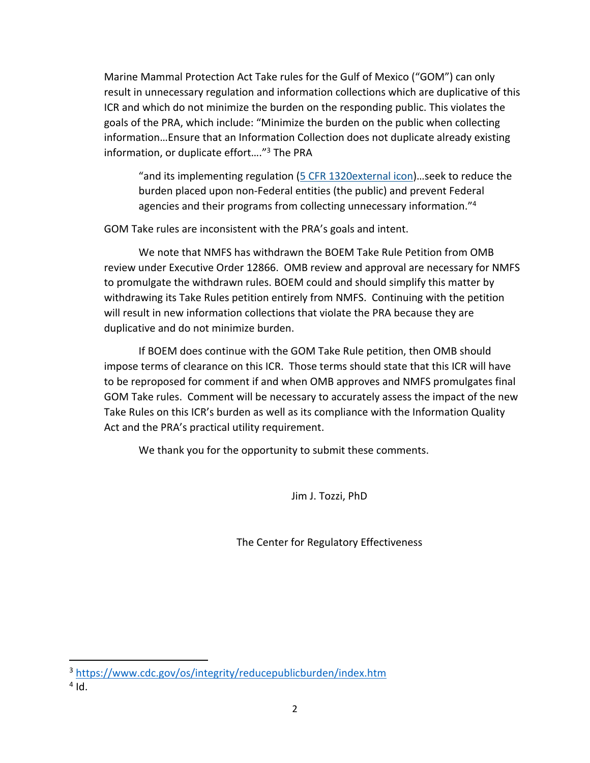Marine Mammal Protection Act Take rules for the Gulf of Mexico ("GOM") can only result in unnecessary regulation and information collections which are duplicative of this ICR and which do not minimize the burden on the responding public. This violates the goals of the PRA, which include: "Minimize the burden on the public when collecting information…Ensure that an Information Collection does not duplicate already existing information, or duplicate effort…."[3] The PRA

> "and its implementing regulation ([5 CFR 1320external icon](5 CFR 1320))…seek to reduce the burden placed upon non-Federal entities (the public) and prevent Federal agencies and their programs from collecting unnecessary information."[4]

GOM Take rules are inconsistent with the PRA's goals and intent.

We note that NMFS has withdrawn the BOEM Take Rule Petition from OMB review under Executive Order 12866. OMB review and approval are necessary for NMFS to promulgate the withdrawn rules. BOEM could and should simplify this matter by withdrawing its Take Rules petition entirely from NMFS. Continuing with the petition will result in new information collections that violate the PRA because they are duplicative and do not minimize burden.

If BOEM does continue with the GOM Take Rule petition, then OMB should impose terms of clearance on this ICR. Those terms should state that this ICR will have to be reproposed for comment if and when OMB approves and NMFS promulgates final GOM Take rules. Comment will be necessary to accurately assess the impact of the new Take Rules on this ICR's burden as well as its compliance with the Information Quality Act and the PRA's practical utility requirement.

We thank you for the opportunity to submit these comments.

Jim J. Tozzi, PhD

The Center for Regulatory Effectiveness

---

[3] https://www.cdc.gov/os/integrity/reducepublicburden/index.htm

[4] Id.